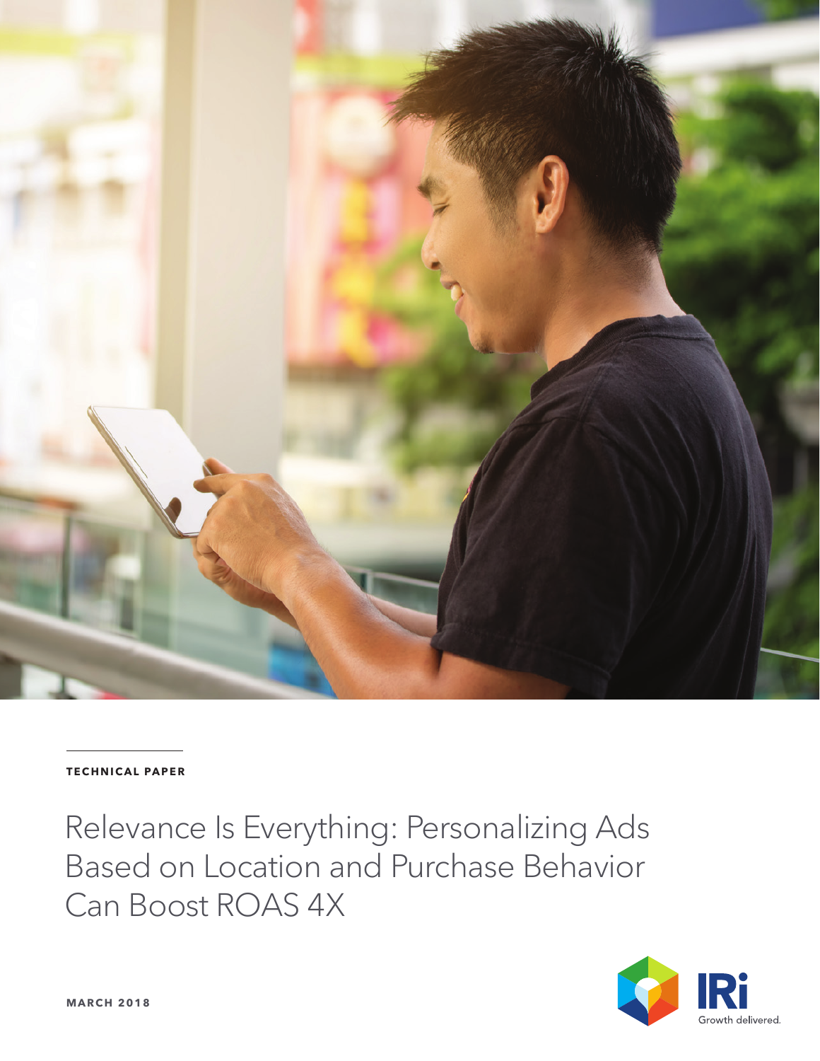**TECHNICAL PAPER**

# Relevance Is Everything: Personalizing Ads Based on Location and Purchase Behavior Can Boost ROAS 4X

**MARCH 2018**

IRi Growth delivered.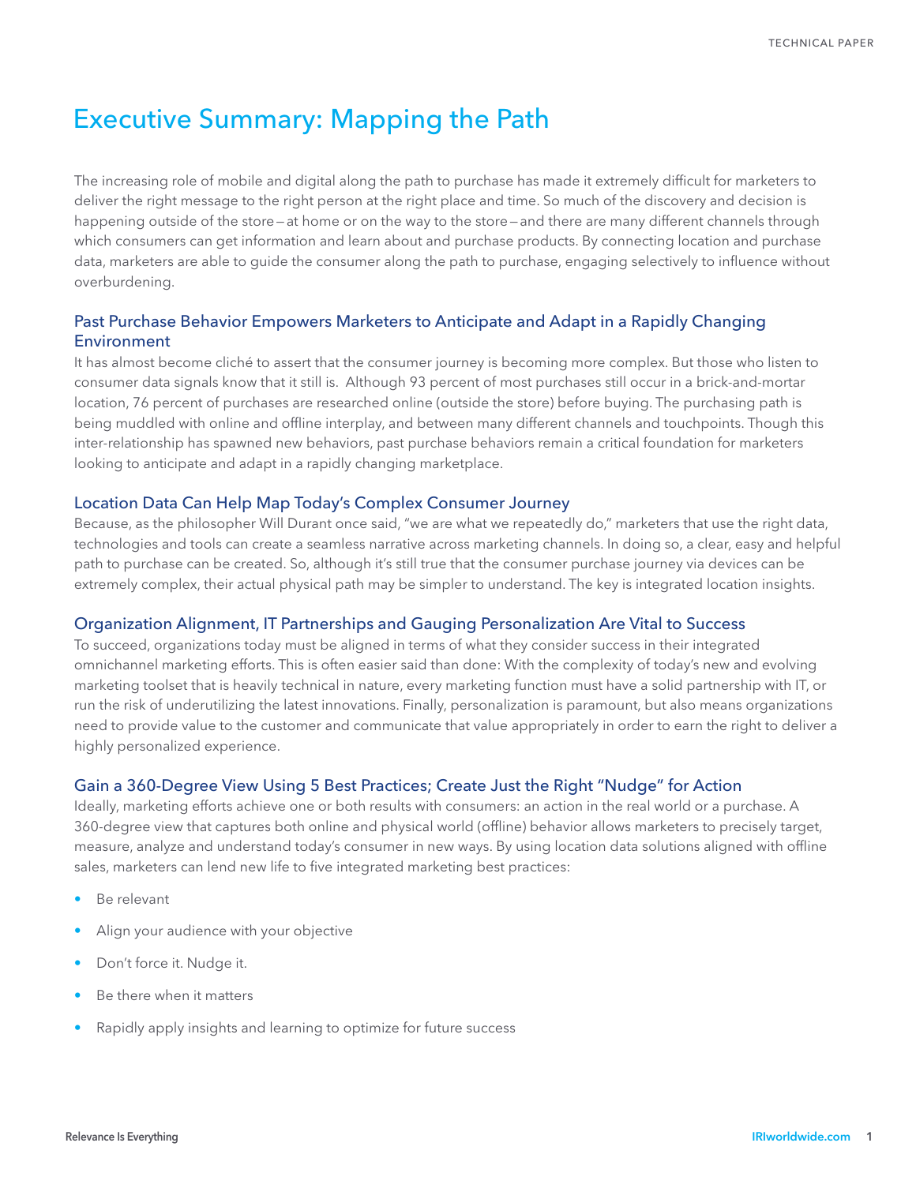# Executive Summary: Mapping the Path

The increasing role of mobile and digital along the path to purchase has made it extremely difficult for marketers to deliver the right message to the right person at the right place and time. So much of the discovery and decision is happening outside of the store—at home or on the way to the store—and there are many different channels through which consumers can get information and learn about and purchase products. By connecting location and purchase data, marketers are able to guide the consumer along the path to purchase, engaging selectively to influence without overburdening.

### Past Purchase Behavior Empowers Marketers to Anticipate and Adapt in a Rapidly Changing Environment

It has almost become cliché to assert that the consumer journey is becoming more complex. But those who listen to consumer data signals know that it still is. Although 93 percent of most purchases still occur in a brick-and-mortar location, 76 percent of purchases are researched online (outside the store) before buying. The purchasing path is being muddled with online and offline interplay, and between many different channels and touchpoints. Though this inter-relationship has spawned new behaviors, past purchase behaviors remain a critical foundation for marketers looking to anticipate and adapt in a rapidly changing marketplace.

### Location Data Can Help Map Today's Complex Consumer Journey

Because, as the philosopher Will Durant once said, "we are what we repeatedly do," marketers that use the right data, technologies and tools can create a seamless narrative across marketing channels. In doing so, a clear, easy and helpful path to purchase can be created. So, although it's still true that the consumer purchase journey via devices can be extremely complex, their actual physical path may be simpler to understand. The key is integrated location insights.

### Organization Alignment, IT Partnerships and Gauging Personalization Are Vital to Success

To succeed, organizations today must be aligned in terms of what they consider success in their integrated omnichannel marketing efforts. This is often easier said than done: With the complexity of today's new and evolving marketing toolset that is heavily technical in nature, every marketing function must have a solid partnership with IT, or run the risk of underutilizing the latest innovations. Finally, personalization is paramount, but also means organizations need to provide value to the customer and communicate that value appropriately in order to earn the right to deliver a highly personalized experience.

### Gain a 360-Degree View Using 5 Best Practices; Create Just the Right "Nudge" for Action

Ideally, marketing efforts achieve one or both results with consumers: an action in the real world or a purchase. A 360-degree view that captures both online and physical world (offline) behavior allows marketers to precisely target, measure, analyze and understand today's consumer in new ways. By using location data solutions aligned with offline sales, marketers can lend new life to five integrated marketing best practices:

- Be relevant
- Align your audience with your objective
- Don't force it. Nudge it.
- Be there when it matters
- Rapidly apply insights and learning to optimize for future success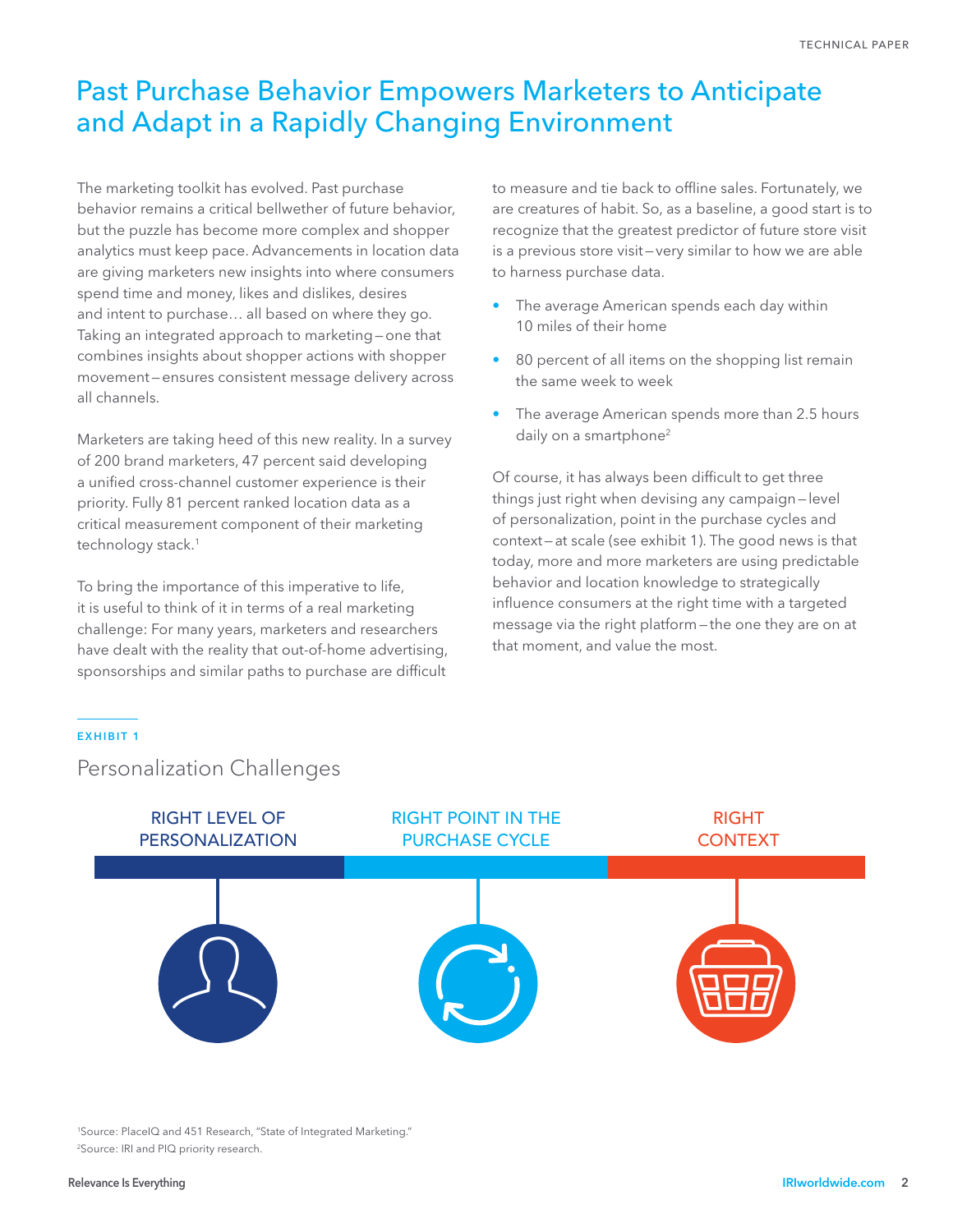# Past Purchase Behavior Empowers Marketers to Anticipate and Adapt in a Rapidly Changing Environment

The marketing toolkit has evolved. Past purchase behavior remains a critical bellwether of future behavior, but the puzzle has become more complex and shopper analytics must keep pace. Advancements in location data are giving marketers new insights into where consumers spend time and money, likes and dislikes, desires and intent to purchase… all based on where they go. Taking an integrated approach to marketing—one that combines insights about shopper actions with shopper movement—ensures consistent message delivery across all channels.

Marketers are taking heed of this new reality. In a survey of 200 brand marketers, 47 percent said developing a unified cross-channel customer experience is their priority. Fully 81 percent ranked location data as a critical measurement component of their marketing technology stack.[1]

To bring the importance of this imperative to life, it is useful to think of it in terms of a real marketing challenge: For many years, marketers and researchers have dealt with the reality that out-of-home advertising, sponsorships and similar paths to purchase are difficult to measure and tie back to offline sales. Fortunately, we are creatures of habit. So, as a baseline, a good start is to recognize that the greatest predictor of future store visit is a previous store visit—very similar to how we are able to harness purchase data.

- The average American spends each day within 10 miles of their home
- 80 percent of all items on the shopping list remain the same week to week
- The average American spends more than 2.5 hours daily on a smartphone[2]

Of course, it has always been difficult to get three things just right when devising any campaign—level of personalization, point in the purchase cycles and context—at scale (see exhibit 1). The good news is that today, more and more marketers are using predictable behavior and location knowledge to strategically influence consumers at the right time with a targeted message via the right platform—the one they are on at that moment, and value the most.

**EXHIBIT 1**

Personalization Challenges

RIGHT LEVEL OF PERSONALIZATION | RIGHT POINT IN THE PURCHASE CYCLE | RIGHT CONTEXT

[1]Source: PlaceIQ and 451 Research, "State of Integrated Marketing."
[2]Source: IRI and PIQ priority research.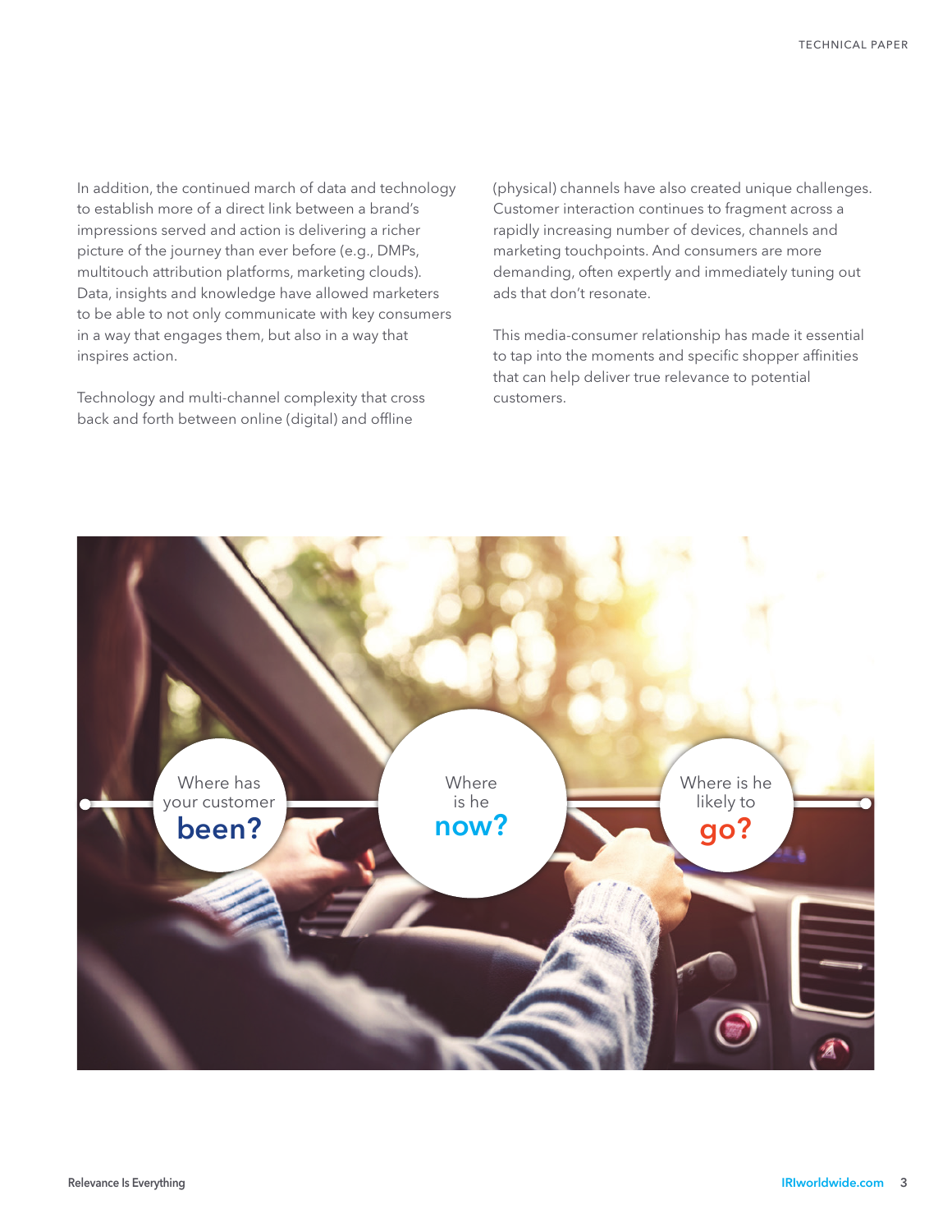In addition, the continued march of data and technology to establish more of a direct link between a brand's impressions served and action is delivering a richer picture of the journey than ever before (e.g., DMPs, multitouch attribution platforms, marketing clouds). Data, insights and knowledge have allowed marketers to be able to not only communicate with key consumers in a way that engages them, but also in a way that inspires action.

Technology and multi-channel complexity that cross back and forth between online (digital) and offline (physical) channels have also created unique challenges. Customer interaction continues to fragment across a rapidly increasing number of devices, channels and marketing touchpoints. And consumers are more demanding, often expertly and immediately tuning out ads that don't resonate.

This media-consumer relationship has made it essential to tap into the moments and specific shopper affinities that can help deliver true relevance to potential customers.

Where has your customer **been?**

Where is he **now?**

Where is he likely to **go?**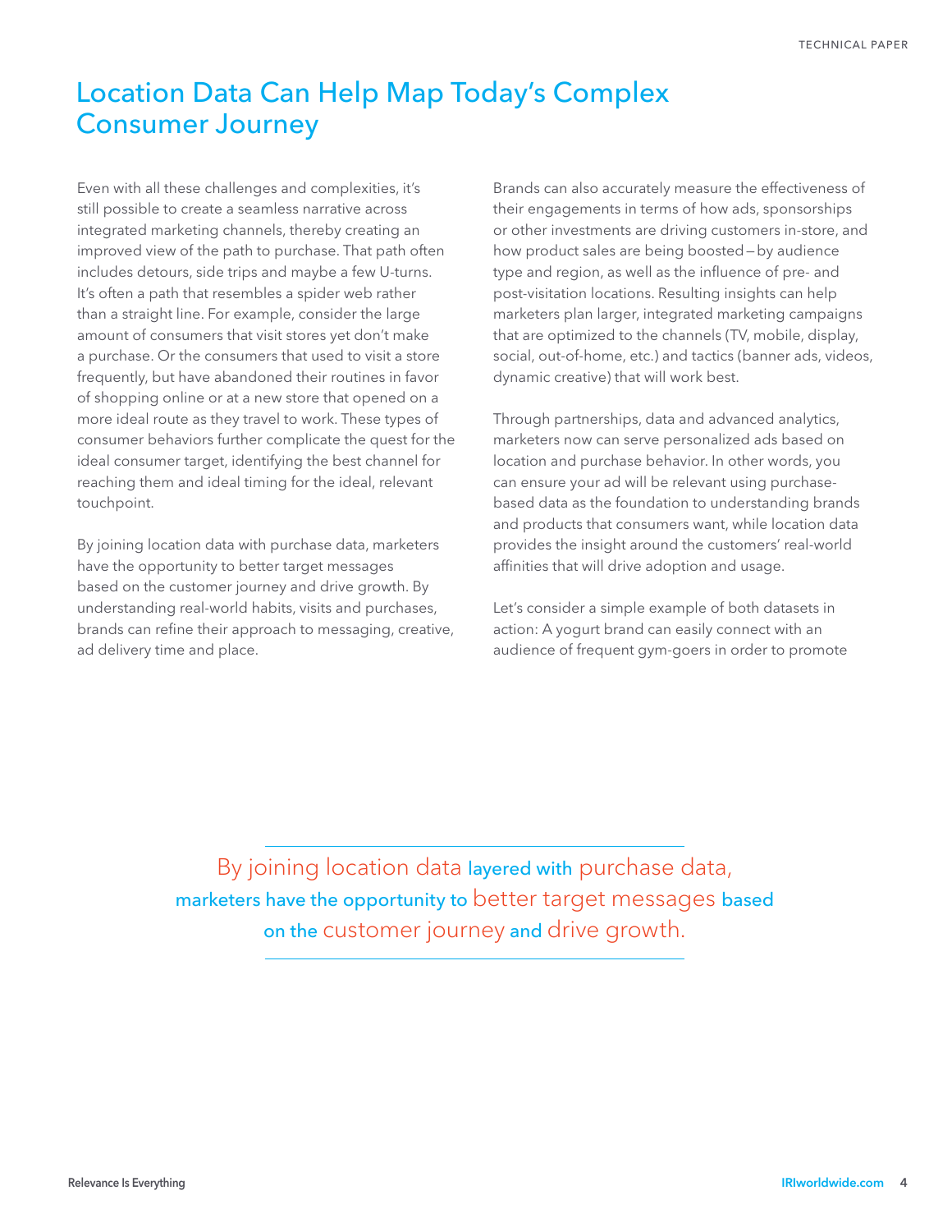# Location Data Can Help Map Today's Complex Consumer Journey

Even with all these challenges and complexities, it's still possible to create a seamless narrative across integrated marketing channels, thereby creating an improved view of the path to purchase. That path often includes detours, side trips and maybe a few U-turns. It's often a path that resembles a spider web rather than a straight line. For example, consider the large amount of consumers that visit stores yet don't make a purchase. Or the consumers that used to visit a store frequently, but have abandoned their routines in favor of shopping online or at a new store that opened on a more ideal route as they travel to work. These types of consumer behaviors further complicate the quest for the ideal consumer target, identifying the best channel for reaching them and ideal timing for the ideal, relevant touchpoint.

By joining location data with purchase data, marketers have the opportunity to better target messages based on the customer journey and drive growth. By understanding real-world habits, visits and purchases, brands can refine their approach to messaging, creative, ad delivery time and place.

Brands can also accurately measure the effectiveness of their engagements in terms of how ads, sponsorships or other investments are driving customers in-store, and how product sales are being boosted — by audience type and region, as well as the influence of pre- and post-visitation locations. Resulting insights can help marketers plan larger, integrated marketing campaigns that are optimized to the channels (TV, mobile, display, social, out-of-home, etc.) and tactics (banner ads, videos, dynamic creative) that will work best.

Through partnerships, data and advanced analytics, marketers now can serve personalized ads based on location and purchase behavior. In other words, you can ensure your ad will be relevant using purchase-based data as the foundation to understanding brands and products that consumers want, while location data provides the insight around the customers' real-world affinities that will drive adoption and usage.

Let's consider a simple example of both datasets in action: A yogurt brand can easily connect with an audience of frequent gym-goers in order to promote

> By joining location data layered with purchase data, marketers have the opportunity to better target messages based on the customer journey and drive growth.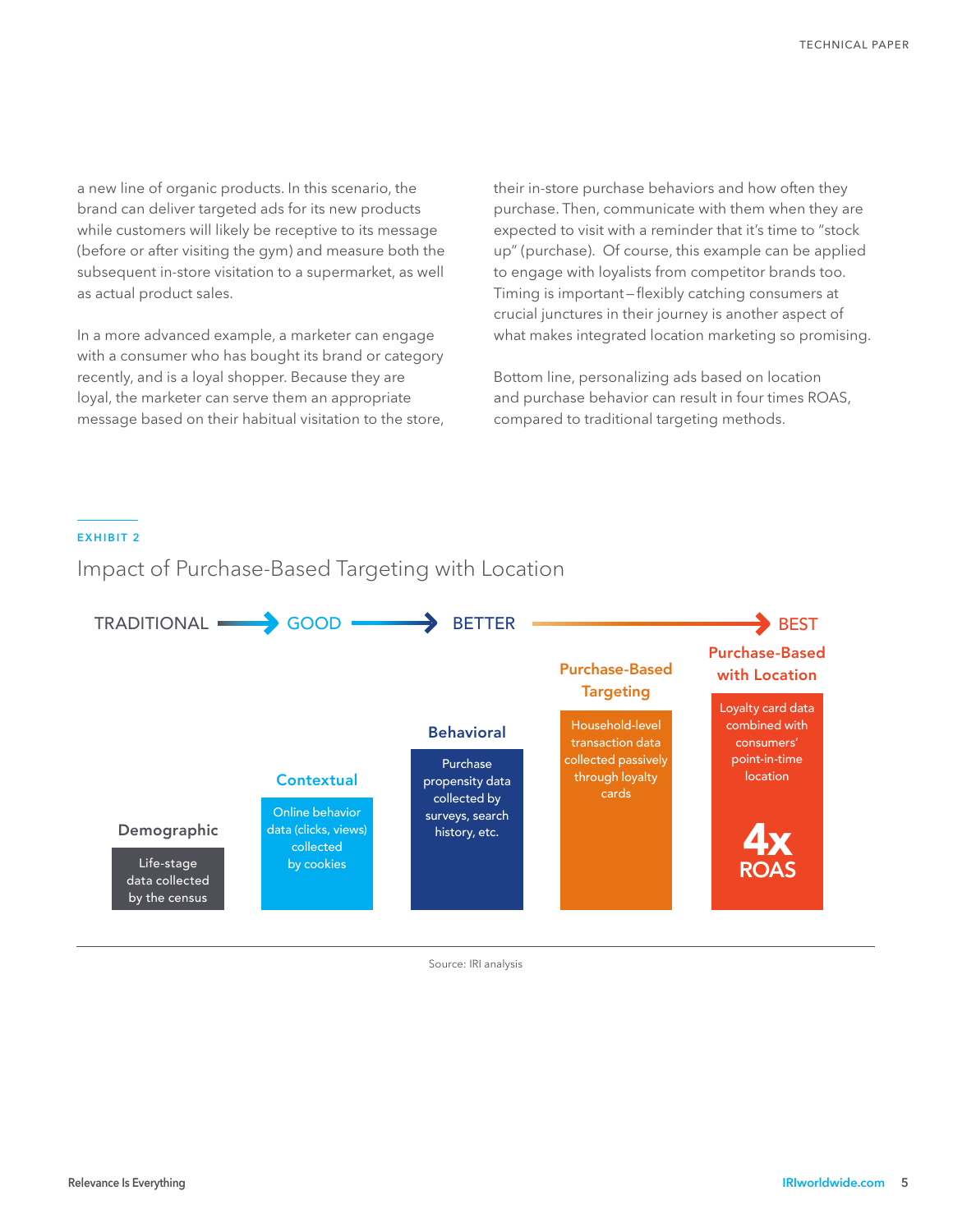a new line of organic products. In this scenario, the brand can deliver targeted ads for its new products while customers will likely be receptive to its message (before or after visiting the gym) and measure both the subsequent in-store visitation to a supermarket, as well as actual product sales.

In a more advanced example, a marketer can engage with a consumer who has bought its brand or category recently, and is a loyal shopper. Because they are loyal, the marketer can serve them an appropriate message based on their habitual visitation to the store, their in-store purchase behaviors and how often they purchase. Then, communicate with them when they are expected to visit with a reminder that it's time to "stock up" (purchase). Of course, this example can be applied to engage with loyalists from competitor brands too. Timing is important—flexibly catching consumers at crucial junctures in their journey is another aspect of what makes integrated location marketing so promising.

Bottom line, personalizing ads based on location and purchase behavior can result in four times ROAS, compared to traditional targeting methods.

**EXHIBIT 2**

## Impact of Purchase-Based Targeting with Location

TRADITIONAL → GOOD → BETTER → BEST

| Demographic | Contextual | Behavioral | Purchase-Based Targeting | Purchase-Based with Location |
|---|---|---|---|---|
| Life-stage data collected by the census | Online behavior data (clicks, views) collected by cookies | Purchase propensity data collected by surveys, search history, etc. | Household-level transaction data collected passively through loyalty cards | Loyalty card data combined with consumers' point-in-time location<br>**4x ROAS** |

Source: IRI analysis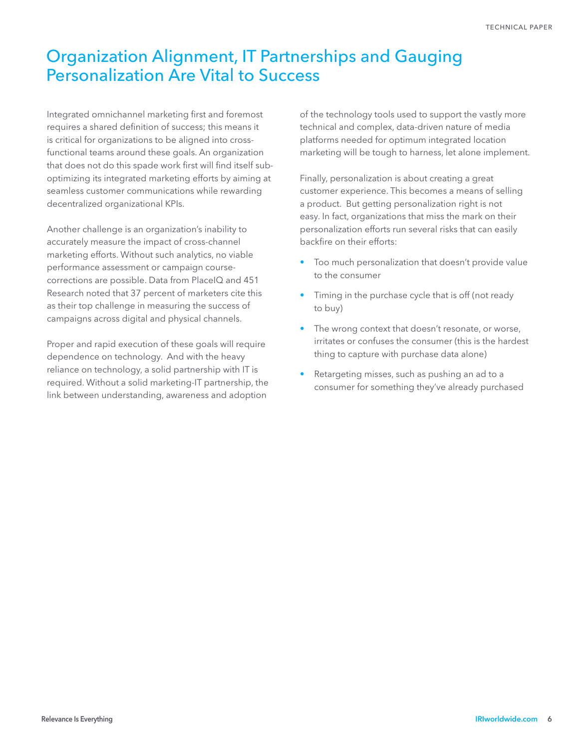# Organization Alignment, IT Partnerships and Gauging Personalization Are Vital to Success

Integrated omnichannel marketing first and foremost requires a shared definition of success; this means it is critical for organizations to be aligned into cross-functional teams around these goals. An organization that does not do this spade work first will find itself sub-optimizing its integrated marketing efforts by aiming at seamless customer communications while rewarding decentralized organizational KPIs.

Another challenge is an organization's inability to accurately measure the impact of cross-channel marketing efforts. Without such analytics, no viable performance assessment or campaign course-corrections are possible. Data from PlaceIQ and 451 Research noted that 37 percent of marketers cite this as their top challenge in measuring the success of campaigns across digital and physical channels.

Proper and rapid execution of these goals will require dependence on technology. And with the heavy reliance on technology, a solid partnership with IT is required. Without a solid marketing-IT partnership, the link between understanding, awareness and adoption of the technology tools used to support the vastly more technical and complex, data-driven nature of media platforms needed for optimum integrated location marketing will be tough to harness, let alone implement.

Finally, personalization is about creating a great customer experience. This becomes a means of selling a product. But getting personalization right is not easy. In fact, organizations that miss the mark on their personalization efforts run several risks that can easily backfire on their efforts:

- Too much personalization that doesn't provide value to the consumer
- Timing in the purchase cycle that is off (not ready to buy)
- The wrong context that doesn't resonate, or worse, irritates or confuses the consumer (this is the hardest thing to capture with purchase data alone)
- Retargeting misses, such as pushing an ad to a consumer for something they've already purchased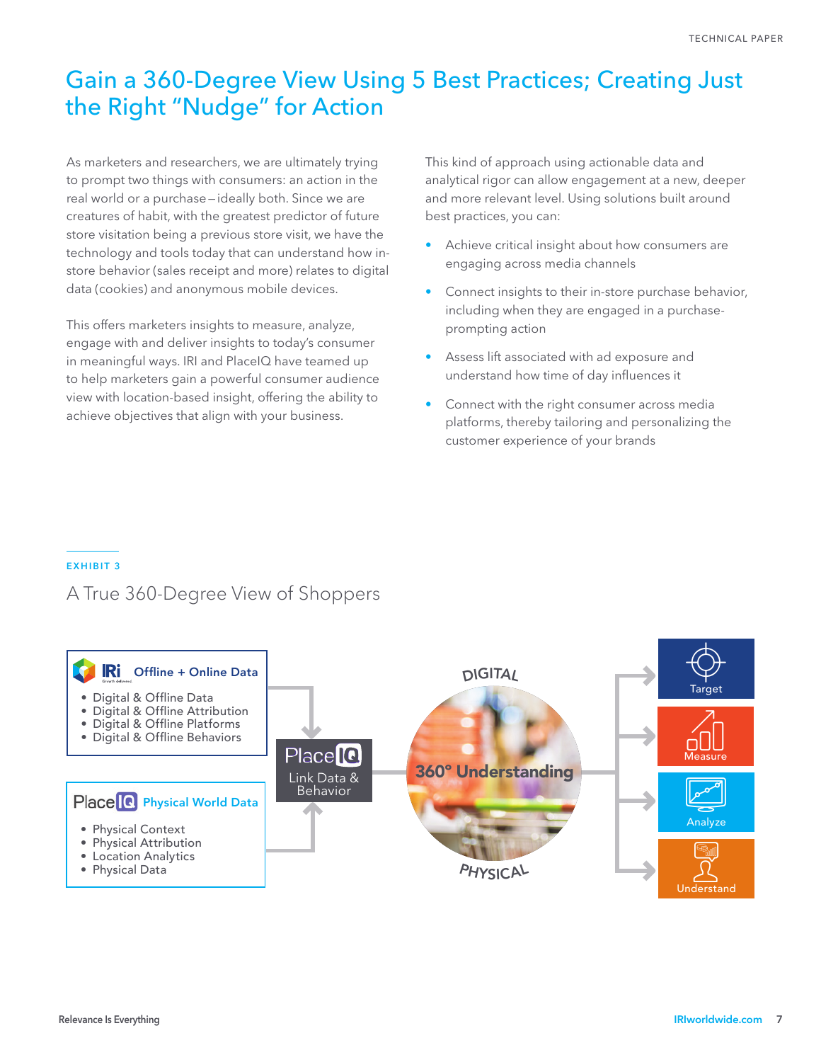# Gain a 360-Degree View Using 5 Best Practices; Creating Just the Right "Nudge" for Action

As marketers and researchers, we are ultimately trying to prompt two things with consumers: an action in the real world or a purchase – ideally both. Since we are creatures of habit, with the greatest predictor of future store visitation being a previous store visit, we have the technology and tools today that can understand how in-store behavior (sales receipt and more) relates to digital data (cookies) and anonymous mobile devices.

This offers marketers insights to measure, analyze, engage with and deliver insights to today's consumer in meaningful ways. IRI and PlaceIQ have teamed up to help marketers gain a powerful consumer audience view with location-based insight, offering the ability to achieve objectives that align with your business.

This kind of approach using actionable data and analytical rigor can allow engagement at a new, deeper and more relevant level. Using solutions built around best practices, you can:

- Achieve critical insight about how consumers are engaging across media channels
- Connect insights to their in-store purchase behavior, including when they are engaged in a purchase-prompting action
- Assess lift associated with ad exposure and understand how time of day influences it
- Connect with the right consumer across media platforms, thereby tailoring and personalizing the customer experience of your brands

EXHIBIT 3

## A True 360-Degree View of Shoppers

**IRi — Offline + Online Data**

- Digital & Offline Data
- Digital & Offline Attribution
- Digital & Offline Platforms
- Digital & Offline Behaviors

**PlaceIQ — Physical World Data**

- Physical Context
- Physical Attribution
- Location Analytics
- Physical Data

**PlaceIQ** — Link Data & Behavior

DIGITAL — **360° Understanding** — PHYSICAL

Target | Measure | Analyze | Understand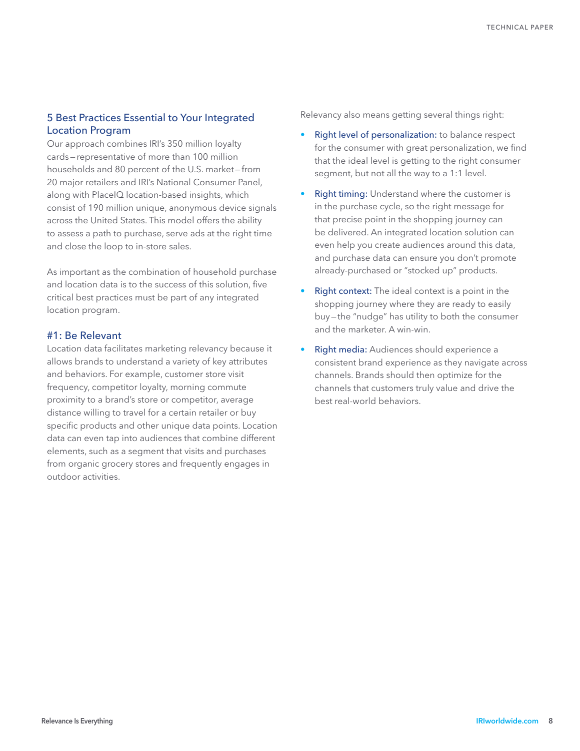## 5 Best Practices Essential to Your Integrated Location Program

Our approach combines IRI's 350 million loyalty cards—representative of more than 100 million households and 80 percent of the U.S. market—from 20 major retailers and IRI's National Consumer Panel, along with PlaceIQ location-based insights, which consist of 190 million unique, anonymous device signals across the United States. This model offers the ability to assess a path to purchase, serve ads at the right time and close the loop to in-store sales.

As important as the combination of household purchase and location data is to the success of this solution, five critical best practices must be part of any integrated location program.

### #1: Be Relevant

Location data facilitates marketing relevancy because it allows brands to understand a variety of key attributes and behaviors. For example, customer store visit frequency, competitor loyalty, morning commute proximity to a brand's store or competitor, average distance willing to travel for a certain retailer or buy specific products and other unique data points. Location data can even tap into audiences that combine different elements, such as a segment that visits and purchases from organic grocery stores and frequently engages in outdoor activities.

Relevancy also means getting several things right:

- **Right level of personalization:** to balance respect for the consumer with great personalization, we find that the ideal level is getting to the right consumer segment, but not all the way to a 1:1 level.
- **Right timing:** Understand where the customer is in the purchase cycle, so the right message for that precise point in the shopping journey can be delivered. An integrated location solution can even help you create audiences around this data, and purchase data can ensure you don't promote already-purchased or "stocked up" products.
- **Right context:** The ideal context is a point in the shopping journey where they are ready to easily buy—the "nudge" has utility to both the consumer and the marketer. A win-win.
- **Right media:** Audiences should experience a consistent brand experience as they navigate across channels. Brands should then optimize for the channels that customers truly value and drive the best real-world behaviors.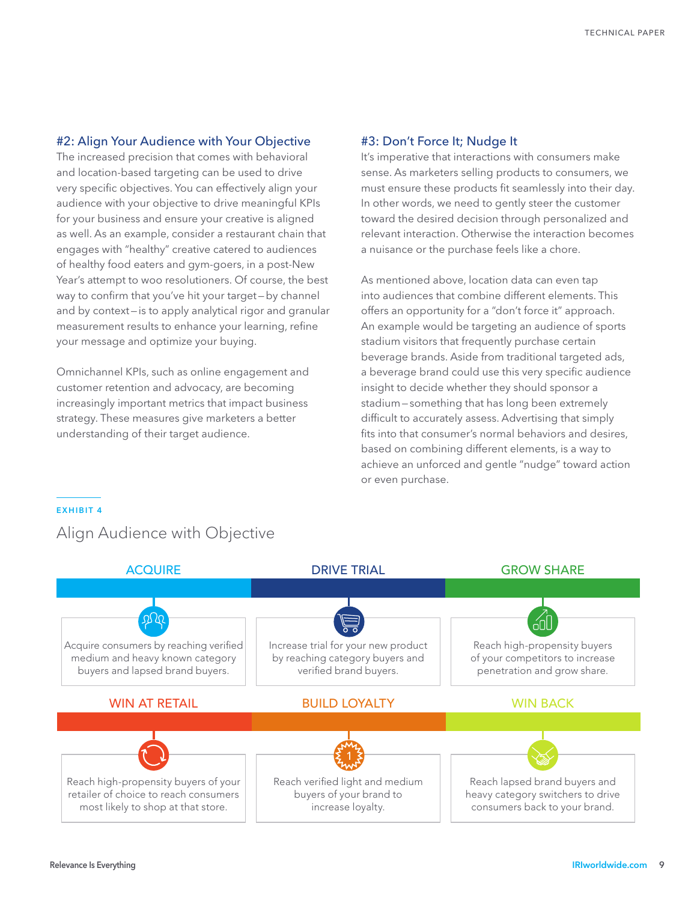### #2: Align Your Audience with Your Objective

The increased precision that comes with behavioral and location-based targeting can be used to drive very specific objectives. You can effectively align your audience with your objective to drive meaningful KPIs for your business and ensure your creative is aligned as well. As an example, consider a restaurant chain that engages with "healthy" creative catered to audiences of healthy food eaters and gym-goers, in a post-New Year's attempt to woo resolutioners. Of course, the best way to confirm that you've hit your target—by channel and by context—is to apply analytical rigor and granular measurement results to enhance your learning, refine your message and optimize your buying.

Omnichannel KPIs, such as online engagement and customer retention and advocacy, are becoming increasingly important metrics that impact business strategy. These measures give marketers a better understanding of their target audience.

### #3: Don't Force It; Nudge It

It's imperative that interactions with consumers make sense. As marketers selling products to consumers, we must ensure these products fit seamlessly into their day. In other words, we need to gently steer the customer toward the desired decision through personalized and relevant interaction. Otherwise the interaction becomes a nuisance or the purchase feels like a chore.

As mentioned above, location data can even tap into audiences that combine different elements. This offers an opportunity for a "don't force it" approach. An example would be targeting an audience of sports stadium visitors that frequently purchase certain beverage brands. Aside from traditional targeted ads, a beverage brand could use this very specific audience insight to decide whether they should sponsor a stadium—something that has long been extremely difficult to accurately assess. Advertising that simply fits into that consumer's normal behaviors and desires, based on combining different elements, is a way to achieve an unforced and gentle "nudge" toward action or even purchase.

EXHIBIT 4

## Align Audience with Objective

| ACQUIRE | DRIVE TRIAL | GROW SHARE |
|---|---|---|
| Acquire consumers by reaching verified medium and heavy known category buyers and lapsed brand buyers. | Increase trial for your new product by reaching category buyers and verified brand buyers. | Reach high-propensity buyers of your competitors to increase penetration and grow share. |
| **WIN AT RETAIL** | **BUILD LOYALTY** | **WIN BACK** |
| Reach high-propensity buyers of your retailer of choice to reach consumers most likely to shop at that store. | Reach verified light and medium buyers of your brand to increase loyalty. | Reach lapsed brand buyers and heavy category switchers to drive consumers back to your brand. |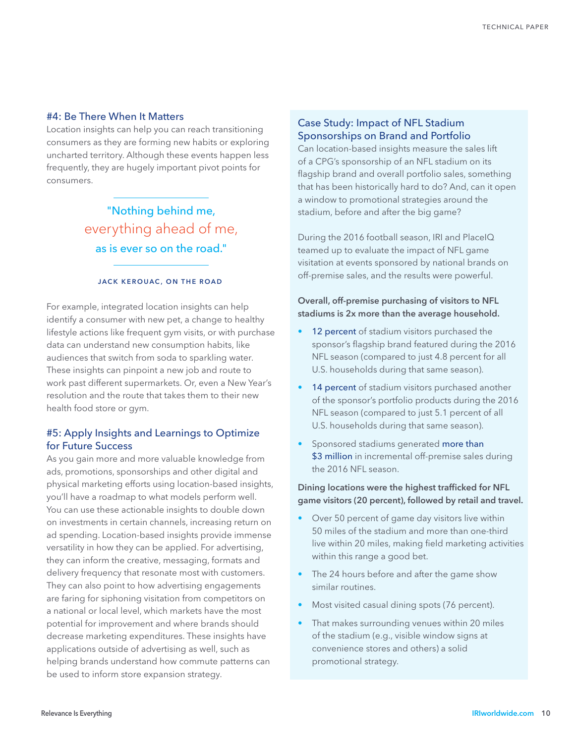### #4: Be There When It Matters

Location insights can help you can reach transitioning consumers as they are forming new habits or exploring uncharted territory. Although these events happen less frequently, they are hugely important pivot points for consumers.

> "Nothing behind me,
> everything ahead of me,
> as is ever so on the road."
>
> JACK KEROUAC, ON THE ROAD

For example, integrated location insights can help identify a consumer with new pet, a change to healthy lifestyle actions like frequent gym visits, or with purchase data can understand new consumption habits, like audiences that switch from soda to sparkling water. These insights can pinpoint a new job and route to work past different supermarkets. Or, even a New Year's resolution and the route that takes them to their new health food store or gym.

### #5: Apply Insights and Learnings to Optimize for Future Success

As you gain more and more valuable knowledge from ads, promotions, sponsorships and other digital and physical marketing efforts using location-based insights, you'll have a roadmap to what models perform well. You can use these actionable insights to double down on investments in certain channels, increasing return on ad spending. Location-based insights provide immense versatility in how they can be applied. For advertising, they can inform the creative, messaging, formats and delivery frequency that resonate most with customers. They can also point to how advertising engagements are faring for siphoning visitation from competitors on a national or local level, which markets have the most potential for improvement and where brands should decrease marketing expenditures. These insights have applications outside of advertising as well, such as helping brands understand how commute patterns can be used to inform store expansion strategy.

### Case Study: Impact of NFL Stadium Sponsorships on Brand and Portfolio

Can location-based insights measure the sales lift of a CPG's sponsorship of an NFL stadium on its flagship brand and overall portfolio sales, something that has been historically hard to do? And, can it open a window to promotional strategies around the stadium, before and after the big game?

During the 2016 football season, IRI and PlaceIQ teamed up to evaluate the impact of NFL game visitation at events sponsored by national brands on off-premise sales, and the results were powerful.

**Overall, off-premise purchasing of visitors to NFL stadiums is 2x more than the average household.**

- 12 percent of stadium visitors purchased the sponsor's flagship brand featured during the 2016 NFL season (compared to just 4.8 percent for all U.S. households during that same season).
- 14 percent of stadium visitors purchased another of the sponsor's portfolio products during the 2016 NFL season (compared to just 5.1 percent of all U.S. households during that same season).
- Sponsored stadiums generated more than $3 million in incremental off-premise sales during the 2016 NFL season.

**Dining locations were the highest trafficked for NFL game visitors (20 percent), followed by retail and travel.**

- Over 50 percent of game day visitors live within 50 miles of the stadium and more than one-third live within 20 miles, making field marketing activities within this range a good bet.
- The 24 hours before and after the game show similar routines.
- Most visited casual dining spots (76 percent).
- That makes surrounding venues within 20 miles of the stadium (e.g., visible window signs at convenience stores and others) a solid promotional strategy.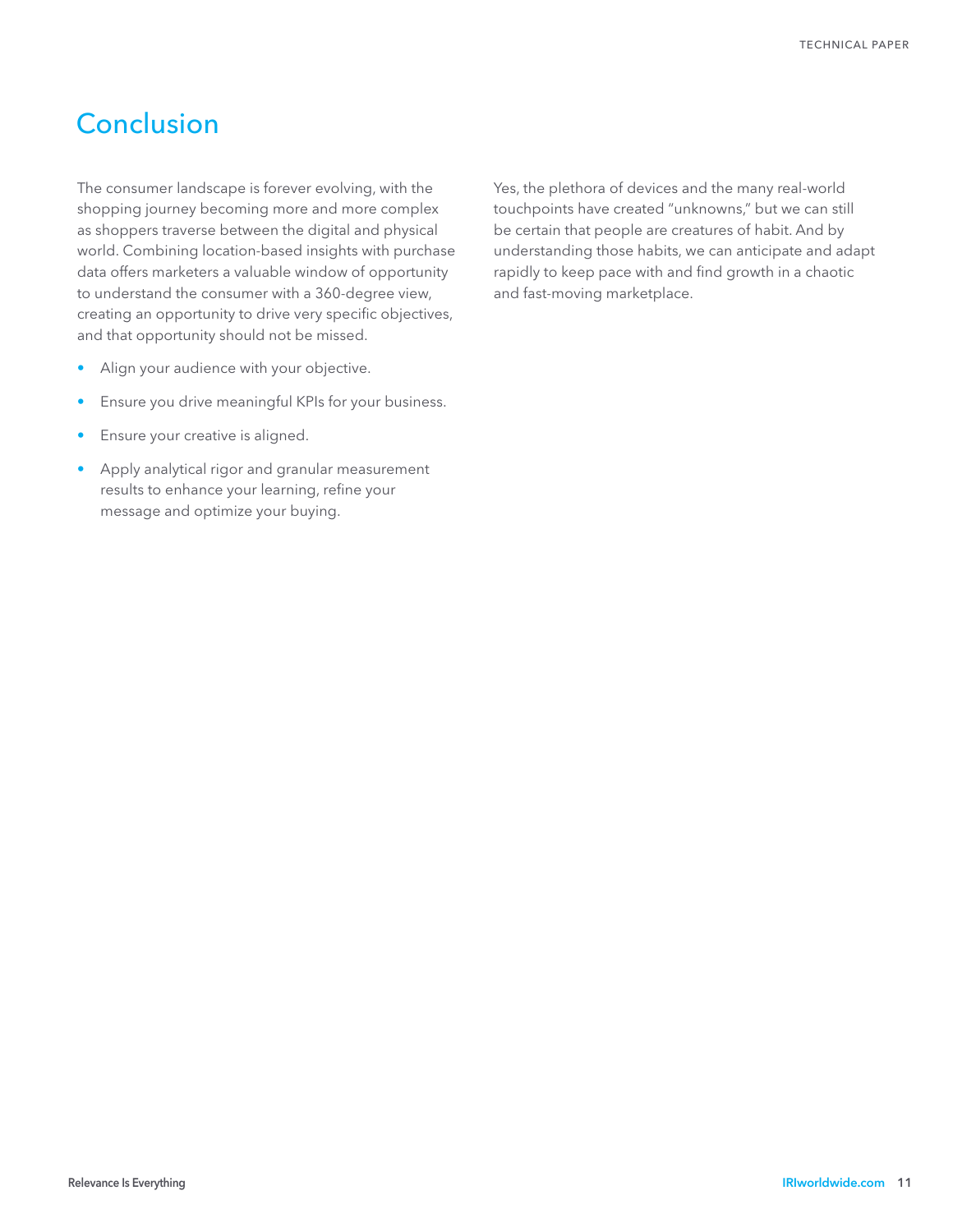## Conclusion

The consumer landscape is forever evolving, with the shopping journey becoming more and more complex as shoppers traverse between the digital and physical world. Combining location-based insights with purchase data offers marketers a valuable window of opportunity to understand the consumer with a 360-degree view, creating an opportunity to drive very specific objectives, and that opportunity should not be missed.

- Align your audience with your objective.
- Ensure you drive meaningful KPIs for your business.
- Ensure your creative is aligned.
- Apply analytical rigor and granular measurement results to enhance your learning, refine your message and optimize your buying.

Yes, the plethora of devices and the many real-world touchpoints have created "unknowns," but we can still be certain that people are creatures of habit. And by understanding those habits, we can anticipate and adapt rapidly to keep pace with and find growth in a chaotic and fast-moving marketplace.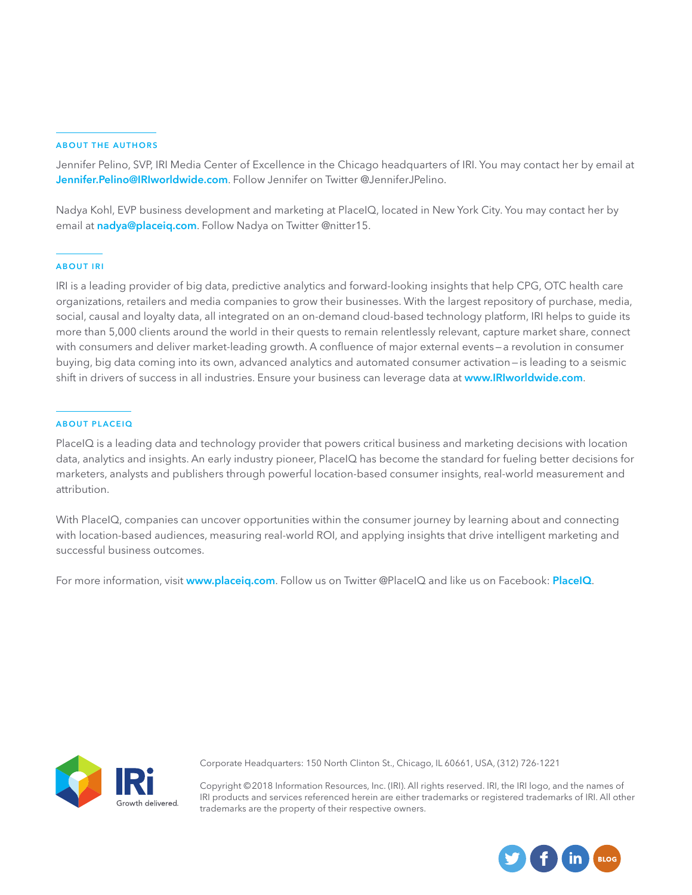## ABOUT THE AUTHORS

Jennifer Pelino, SVP, IRI Media Center of Excellence in the Chicago headquarters of IRI. You may contact her by email at **Jennifer.Pelino@IRIworldwide.com**. Follow Jennifer on Twitter @JenniferJPelino.

Nadya Kohl, EVP business development and marketing at PlaceIQ, located in New York City. You may contact her by email at **nadya@placeiq.com**. Follow Nadya on Twitter @nitter15.

## ABOUT IRI

IRI is a leading provider of big data, predictive analytics and forward-looking insights that help CPG, OTC health care organizations, retailers and media companies to grow their businesses. With the largest repository of purchase, media, social, causal and loyalty data, all integrated on an on-demand cloud-based technology platform, IRI helps to guide its more than 5,000 clients around the world in their quests to remain relentlessly relevant, capture market share, connect with consumers and deliver market-leading growth. A confluence of major external events—a revolution in consumer buying, big data coming into its own, advanced analytics and automated consumer activation—is leading to a seismic shift in drivers of success in all industries. Ensure your business can leverage data at **www.IRIworldwide.com**.

## ABOUT PLACEIQ

PlaceIQ is a leading data and technology provider that powers critical business and marketing decisions with location data, analytics and insights. An early industry pioneer, PlaceIQ has become the standard for fueling better decisions for marketers, analysts and publishers through powerful location-based consumer insights, real-world measurement and attribution.

With PlaceIQ, companies can uncover opportunities within the consumer journey by learning about and connecting with location-based audiences, measuring real-world ROI, and applying insights that drive intelligent marketing and successful business outcomes.

For more information, visit **www.placeiq.com**. Follow us on Twitter @PlaceIQ and like us on Facebook: **PlaceIQ**.

IRi Growth delivered.

Corporate Headquarters: 150 North Clinton St., Chicago, IL 60661, USA, (312) 726-1221

Copyright ©2018 Information Resources, Inc. (IRI). All rights reserved. IRI, the IRI logo, and the names of IRI products and services referenced herein are either trademarks or registered trademarks of IRI. All other trademarks are the property of their respective owners.